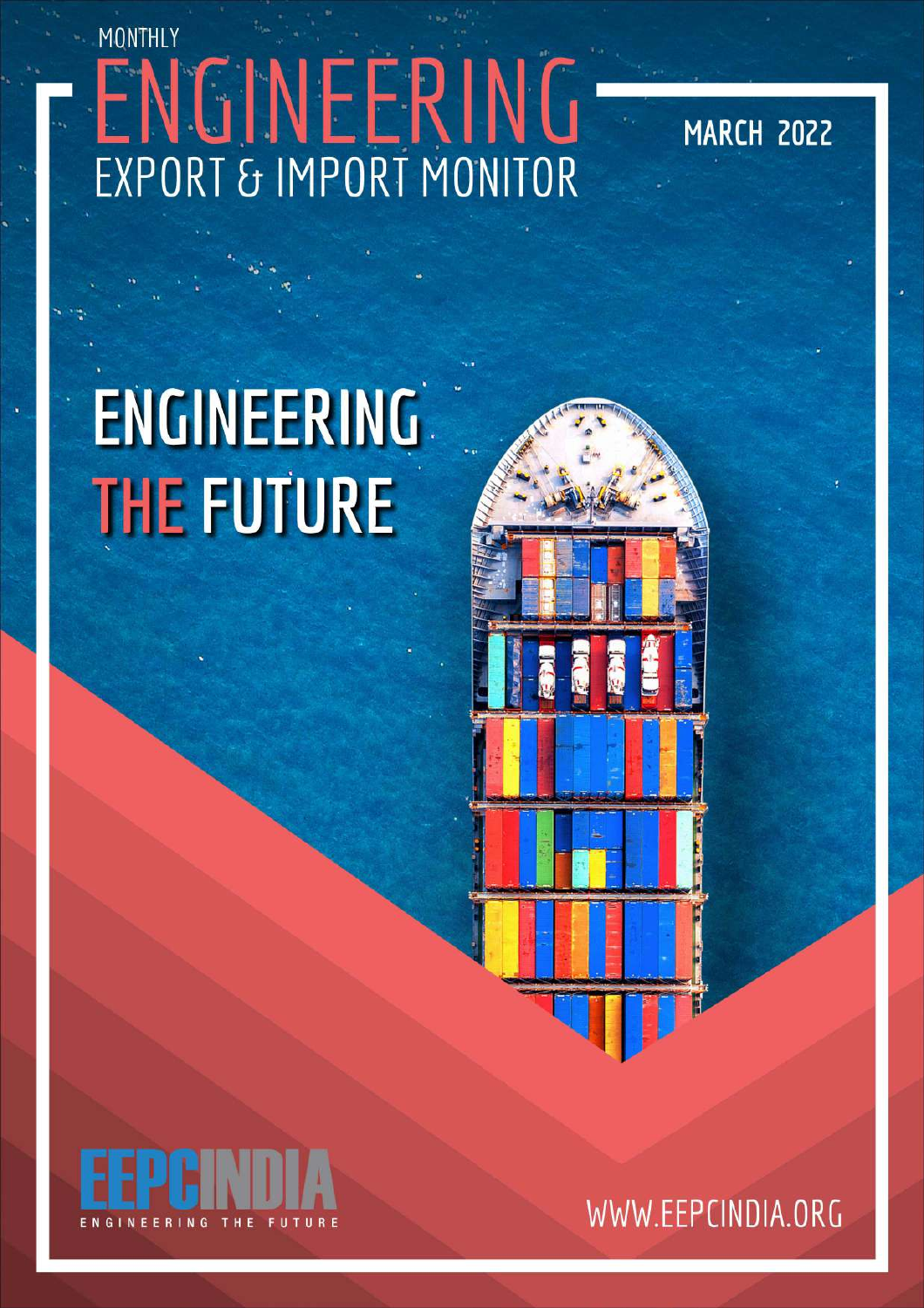MONTHLY

# ENGINEERING

## EXPORT & IMPORT MONITOR

MARCH 2022

# ENGINEERING THE FUTURE

EEPCINDIA

ENGINEERING THE FUTURE

WWW.EEPCINDIA.ORG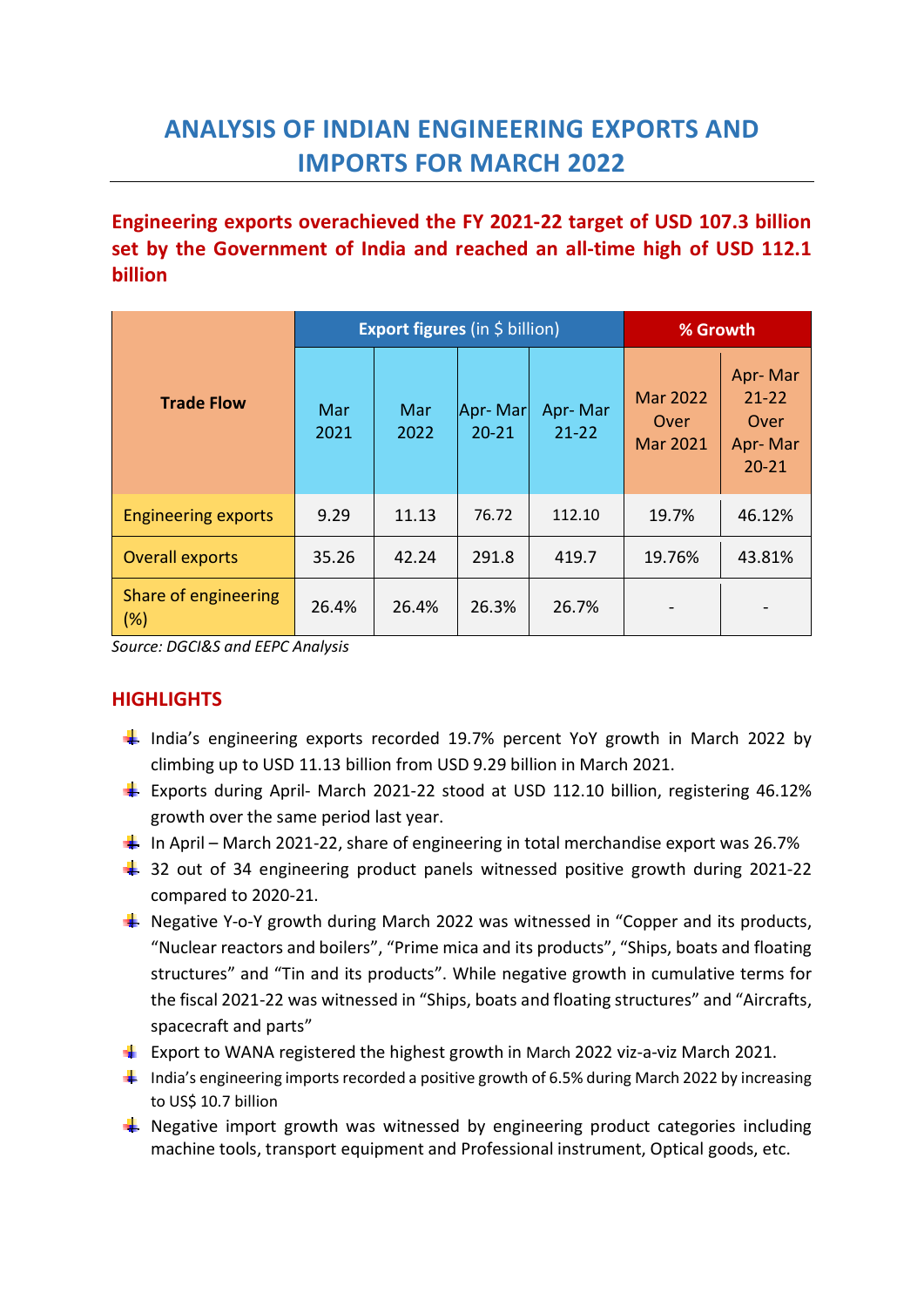# ANALYSIS OF INDIAN ENGINEERING EXPORTS AND IMPORTS FOR MARCH 2022

**Engineering exports overachieved the FY 2021-22 target of USD 107.3 billion set by the Government of India and reached an all-time high of USD 112.1 billion**

| Trade Flow | Export figures (in $ billion) | | | | % Growth | |
|---|---|---|---|---|---|---|
| | Mar 2021 | Mar 2022 | Apr- Mar 20-21 | Apr- Mar 21-22 | Mar 2022 Over Mar 2021 | Apr- Mar 21-22 Over Apr- Mar 20-21 |
| Engineering exports | 9.29 | 11.13 | 76.72 | 112.10 | 19.7% | 46.12% |
| Overall exports | 35.26 | 42.24 | 291.8 | 419.7 | 19.76% | 43.81% |
| Share of engineering (%) | 26.4% | 26.4% | 26.3% | 26.7% | - | - |

*Source: DGCI&S and EEPC Analysis*

## HIGHLIGHTS

- India's engineering exports recorded 19.7% percent YoY growth in March 2022 by climbing up to USD 11.13 billion from USD 9.29 billion in March 2021.
- Exports during April- March 2021-22 stood at USD 112.10 billion, registering 46.12% growth over the same period last year.
- In April – March 2021-22, share of engineering in total merchandise export was 26.7%
- 32 out of 34 engineering product panels witnessed positive growth during 2021-22 compared to 2020-21.
- Negative Y-o-Y growth during March 2022 was witnessed in "Copper and its products, "Nuclear reactors and boilers", "Prime mica and its products", "Ships, boats and floating structures" and "Tin and its products". While negative growth in cumulative terms for the fiscal 2021-22 was witnessed in "Ships, boats and floating structures" and "Aircrafts, spacecraft and parts"
- Export to WANA registered the highest growth in March 2022 viz-a-viz March 2021.
- India's engineering imports recorded a positive growth of 6.5% during March 2022 by increasing to US$ 10.7 billion
- Negative import growth was witnessed by engineering product categories including machine tools, transport equipment and Professional instrument, Optical goods, etc.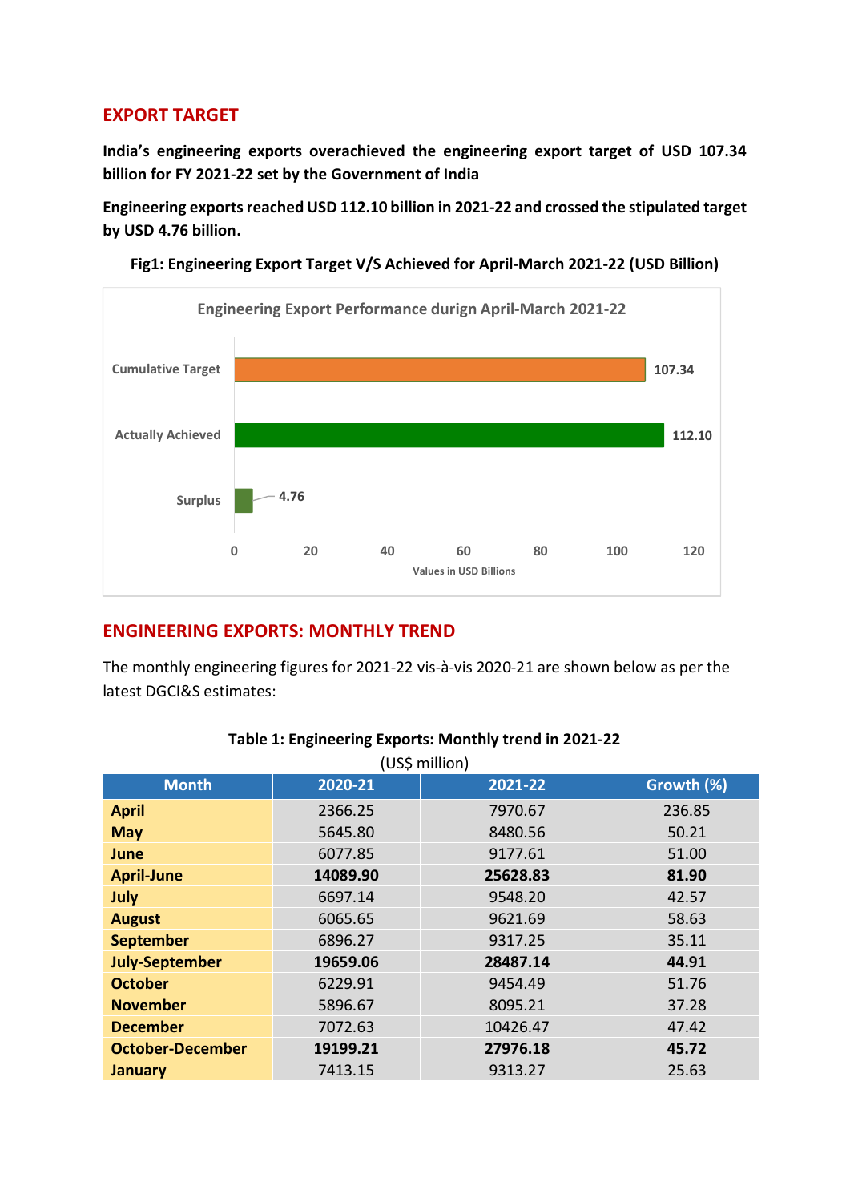## EXPORT TARGET

**India's engineering exports overachieved the engineering export target of USD 107.34 billion for FY 2021-22 set by the Government of India**

**Engineering exports reached USD 112.10 billion in 2021-22 and crossed the stipulated target by USD 4.76 billion.**

**Fig1: Engineering Export Target V/S Achieved for April-March 2021-22 (USD Billion)**

Engineering Export Performance durign April-March 2021-22

| | Values in USD Billions |
|---|---|
| Cumulative Target | 107.34 |
| Actually Achieved | 112.10 |
| Surplus | 4.76 |

## ENGINEERING EXPORTS: MONTHLY TREND

The monthly engineering figures for 2021-22 vis-à-vis 2020-21 are shown below as per the latest DGCI&S estimates:

**Table 1: Engineering Exports: Monthly trend in 2021-22**

(US$ million)

| Month | 2020-21 | 2021-22 | Growth (%) |
|---|---|---|---|
| **April** | 2366.25 | 7970.67 | 236.85 |
| **May** | 5645.80 | 8480.56 | 50.21 |
| **June** | 6077.85 | 9177.61 | 51.00 |
| **April-June** | **14089.90** | **25628.83** | **81.90** |
| **July** | 6697.14 | 9548.20 | 42.57 |
| **August** | 6065.65 | 9621.69 | 58.63 |
| **September** | 6896.27 | 9317.25 | 35.11 |
| **July-September** | **19659.06** | **28487.14** | **44.91** |
| **October** | 6229.91 | 9454.49 | 51.76 |
| **November** | 5896.67 | 8095.21 | 37.28 |
| **December** | 7072.63 | 10426.47 | 47.42 |
| **October-December** | **19199.21** | **27976.18** | **45.72** |
| **January** | 7413.15 | 9313.27 | 25.63 |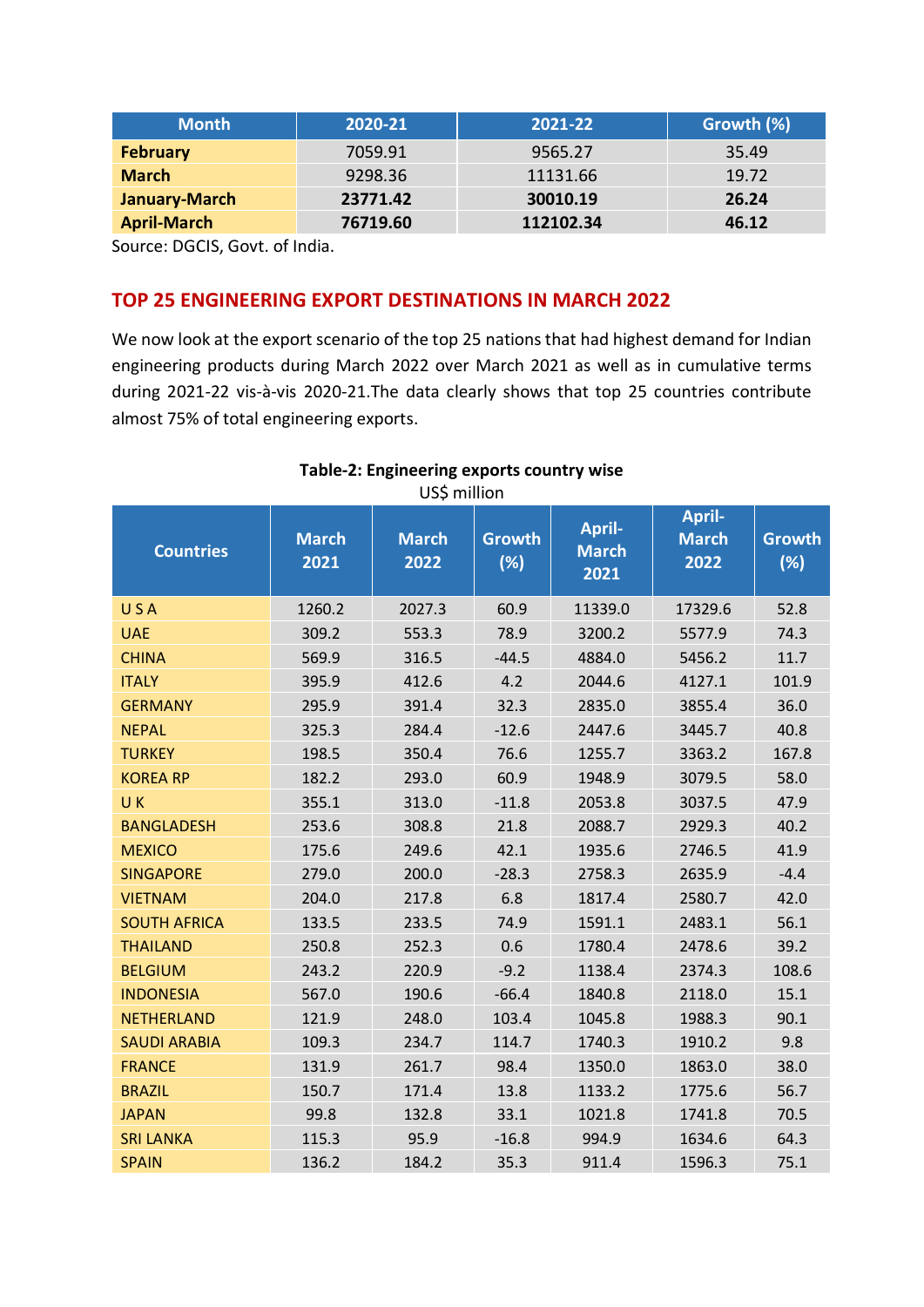| Month | 2020-21 | 2021-22 | Growth (%) |
|---|---|---|---|
| **February** | 7059.91 | 9565.27 | 35.49 |
| **March** | 9298.36 | 11131.66 | 19.72 |
| **January-March** | **23771.42** | **30010.19** | **26.24** |
| **April-March** | **76719.60** | **112102.34** | **46.12** |

Source: DGCIS, Govt. of India.

## TOP 25 ENGINEERING EXPORT DESTINATIONS IN MARCH 2022

We now look at the export scenario of the top 25 nations that had highest demand for Indian engineering products during March 2022 over March 2021 as well as in cumulative terms during 2021-22 vis-à-vis 2020-21.The data clearly shows that top 25 countries contribute almost 75% of total engineering exports.

**Table-2: Engineering exports country wise**

US$ million

| Countries | March 2021 | March 2022 | Growth (%) | April-March 2021 | April-March 2022 | Growth (%) |
|---|---|---|---|---|---|---|
| U S A | 1260.2 | 2027.3 | 60.9 | 11339.0 | 17329.6 | 52.8 |
| UAE | 309.2 | 553.3 | 78.9 | 3200.2 | 5577.9 | 74.3 |
| CHINA | 569.9 | 316.5 | -44.5 | 4884.0 | 5456.2 | 11.7 |
| ITALY | 395.9 | 412.6 | 4.2 | 2044.6 | 4127.1 | 101.9 |
| GERMANY | 295.9 | 391.4 | 32.3 | 2835.0 | 3855.4 | 36.0 |
| NEPAL | 325.3 | 284.4 | -12.6 | 2447.6 | 3445.7 | 40.8 |
| TURKEY | 198.5 | 350.4 | 76.6 | 1255.7 | 3363.2 | 167.8 |
| KOREA RP | 182.2 | 293.0 | 60.9 | 1948.9 | 3079.5 | 58.0 |
| U K | 355.1 | 313.0 | -11.8 | 2053.8 | 3037.5 | 47.9 |
| BANGLADESH | 253.6 | 308.8 | 21.8 | 2088.7 | 2929.3 | 40.2 |
| MEXICO | 175.6 | 249.6 | 42.1 | 1935.6 | 2746.5 | 41.9 |
| SINGAPORE | 279.0 | 200.0 | -28.3 | 2758.3 | 2635.9 | -4.4 |
| VIETNAM | 204.0 | 217.8 | 6.8 | 1817.4 | 2580.7 | 42.0 |
| SOUTH AFRICA | 133.5 | 233.5 | 74.9 | 1591.1 | 2483.1 | 56.1 |
| THAILAND | 250.8 | 252.3 | 0.6 | 1780.4 | 2478.6 | 39.2 |
| BELGIUM | 243.2 | 220.9 | -9.2 | 1138.4 | 2374.3 | 108.6 |
| INDONESIA | 567.0 | 190.6 | -66.4 | 1840.8 | 2118.0 | 15.1 |
| NETHERLAND | 121.9 | 248.0 | 103.4 | 1045.8 | 1988.3 | 90.1 |
| SAUDI ARABIA | 109.3 | 234.7 | 114.7 | 1740.3 | 1910.2 | 9.8 |
| FRANCE | 131.9 | 261.7 | 98.4 | 1350.0 | 1863.0 | 38.0 |
| BRAZIL | 150.7 | 171.4 | 13.8 | 1133.2 | 1775.6 | 56.7 |
| JAPAN | 99.8 | 132.8 | 33.1 | 1021.8 | 1741.8 | 70.5 |
| SRI LANKA | 115.3 | 95.9 | -16.8 | 994.9 | 1634.6 | 64.3 |
| SPAIN | 136.2 | 184.2 | 35.3 | 911.4 | 1596.3 | 75.1 |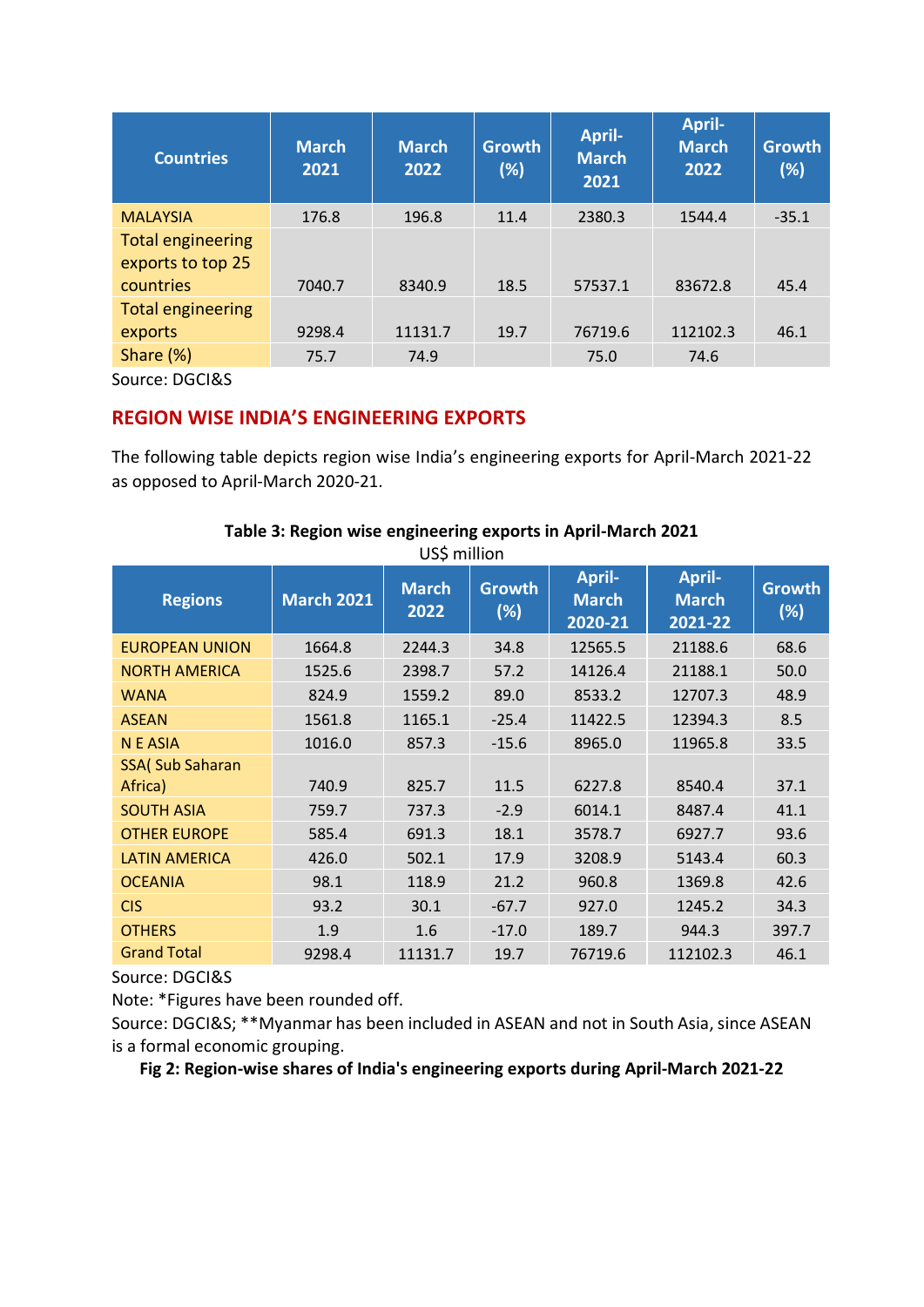| Countries | March 2021 | March 2022 | Growth (%) | April-March 2021 | April-March 2022 | Growth (%) |
|---|---|---|---|---|---|---|
| MALAYSIA | 176.8 | 196.8 | 11.4 | 2380.3 | 1544.4 | -35.1 |
| Total engineering exports to top 25 countries | 7040.7 | 8340.9 | 18.5 | 57537.1 | 83672.8 | 45.4 |
| Total engineering exports | 9298.4 | 11131.7 | 19.7 | 76719.6 | 112102.3 | 46.1 |
| Share (%) | 75.7 | 74.9 | | 75.0 | 74.6 | |

Source: DGCI&S

## REGION WISE INDIA'S ENGINEERING EXPORTS

The following table depicts region wise India's engineering exports for April-March 2021-22 as opposed to April-March 2020-21.

**Table 3: Region wise engineering exports in April-March 2021**

US$ million

| Regions | March 2021 | March 2022 | Growth (%) | April-March 2020-21 | April-March 2021-22 | Growth (%) |
|---|---|---|---|---|---|---|
| EUROPEAN UNION | 1664.8 | 2244.3 | 34.8 | 12565.5 | 21188.6 | 68.6 |
| NORTH AMERICA | 1525.6 | 2398.7 | 57.2 | 14126.4 | 21188.1 | 50.0 |
| WANA | 824.9 | 1559.2 | 89.0 | 8533.2 | 12707.3 | 48.9 |
| ASEAN | 1561.8 | 1165.1 | -25.4 | 11422.5 | 12394.3 | 8.5 |
| N E ASIA | 1016.0 | 857.3 | -15.6 | 8965.0 | 11965.8 | 33.5 |
| SSA( Sub Saharan Africa) | 740.9 | 825.7 | 11.5 | 6227.8 | 8540.4 | 37.1 |
| SOUTH ASIA | 759.7 | 737.3 | -2.9 | 6014.1 | 8487.4 | 41.1 |
| OTHER EUROPE | 585.4 | 691.3 | 18.1 | 3578.7 | 6927.7 | 93.6 |
| LATIN AMERICA | 426.0 | 502.1 | 17.9 | 3208.9 | 5143.4 | 60.3 |
| OCEANIA | 98.1 | 118.9 | 21.2 | 960.8 | 1369.8 | 42.6 |
| CIS | 93.2 | 30.1 | -67.7 | 927.0 | 1245.2 | 34.3 |
| OTHERS | 1.9 | 1.6 | -17.0 | 189.7 | 944.3 | 397.7 |
| Grand Total | 9298.4 | 11131.7 | 19.7 | 76719.6 | 112102.3 | 46.1 |

Source: DGCI&S

Note: *Figures have been rounded off.

Source: DGCI&S; **Myanmar has been included in ASEAN and not in South Asia, since ASEAN is a formal economic grouping.

**Fig 2: Region-wise shares of India's engineering exports during April-March 2021-22**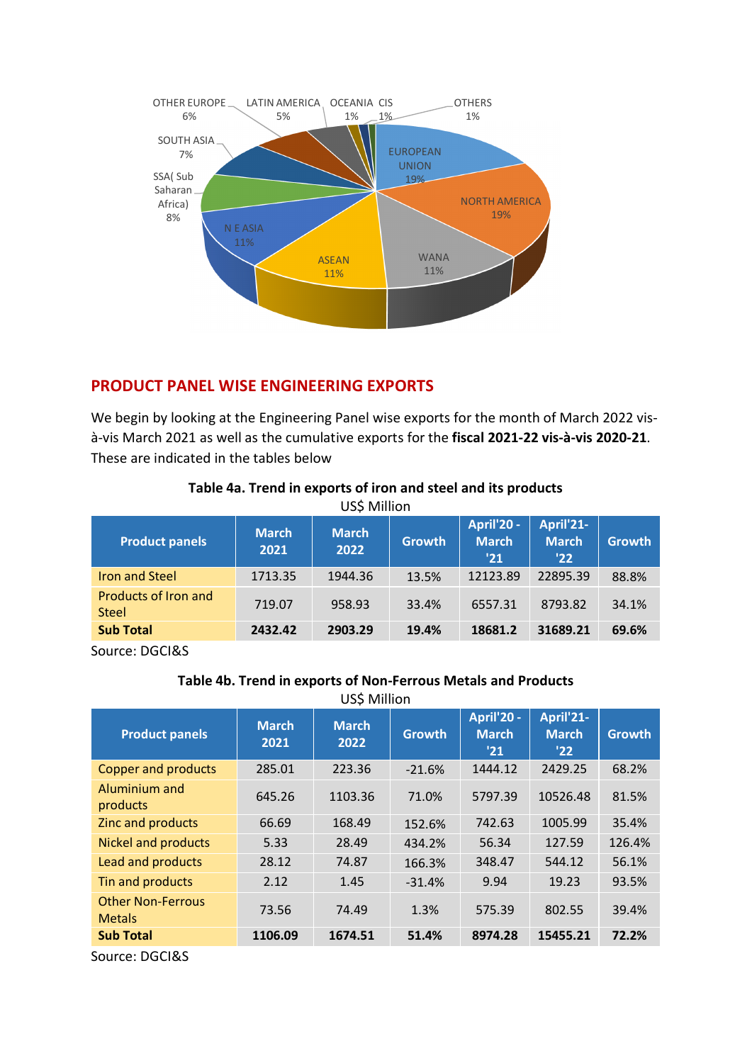OTHER EUROPE 6%, LATIN AMERICA 5%, OCEANIA 1%, CIS 1%, OTHERS 1%, SOUTH ASIA 7%, SSA( Sub Saharan Africa) 8%, EUROPEAN UNION 19%, NORTH AMERICA 19%, N E ASIA 11%, ASEAN 11%, WANA 11%

## PRODUCT PANEL WISE ENGINEERING EXPORTS

We begin by looking at the Engineering Panel wise exports for the month of March 2022 vis-à-vis March 2021 as well as the cumulative exports for the **fiscal 2021-22 vis-à-vis 2020-21**. These are indicated in the tables below

**Table 4a. Trend in exports of iron and steel and its products**

US$ Million

| Product panels | March 2021 | March 2022 | Growth | April'20 - March '21 | April'21- March '22 | Growth |
|---|---|---|---|---|---|---|
| Iron and Steel | 1713.35 | 1944.36 | 13.5% | 12123.89 | 22895.39 | 88.8% |
| Products of Iron and Steel | 719.07 | 958.93 | 33.4% | 6557.31 | 8793.82 | 34.1% |
| **Sub Total** | **2432.42** | **2903.29** | **19.4%** | **18681.2** | **31689.21** | **69.6%** |

Source: DGCI&S

**Table 4b. Trend in exports of Non-Ferrous Metals and Products**

US$ Million

| Product panels | March 2021 | March 2022 | Growth | April'20 - March '21 | April'21- March '22 | Growth |
|---|---|---|---|---|---|---|
| Copper and products | 285.01 | 223.36 | -21.6% | 1444.12 | 2429.25 | 68.2% |
| Aluminium and products | 645.26 | 1103.36 | 71.0% | 5797.39 | 10526.48 | 81.5% |
| Zinc and products | 66.69 | 168.49 | 152.6% | 742.63 | 1005.99 | 35.4% |
| Nickel and products | 5.33 | 28.49 | 434.2% | 56.34 | 127.59 | 126.4% |
| Lead and products | 28.12 | 74.87 | 166.3% | 348.47 | 544.12 | 56.1% |
| Tin and products | 2.12 | 1.45 | -31.4% | 9.94 | 19.23 | 93.5% |
| Other Non-Ferrous Metals | 73.56 | 74.49 | 1.3% | 575.39 | 802.55 | 39.4% |
| **Sub Total** | **1106.09** | **1674.51** | **51.4%** | **8974.28** | **15455.21** | **72.2%** |

Source: DGCI&S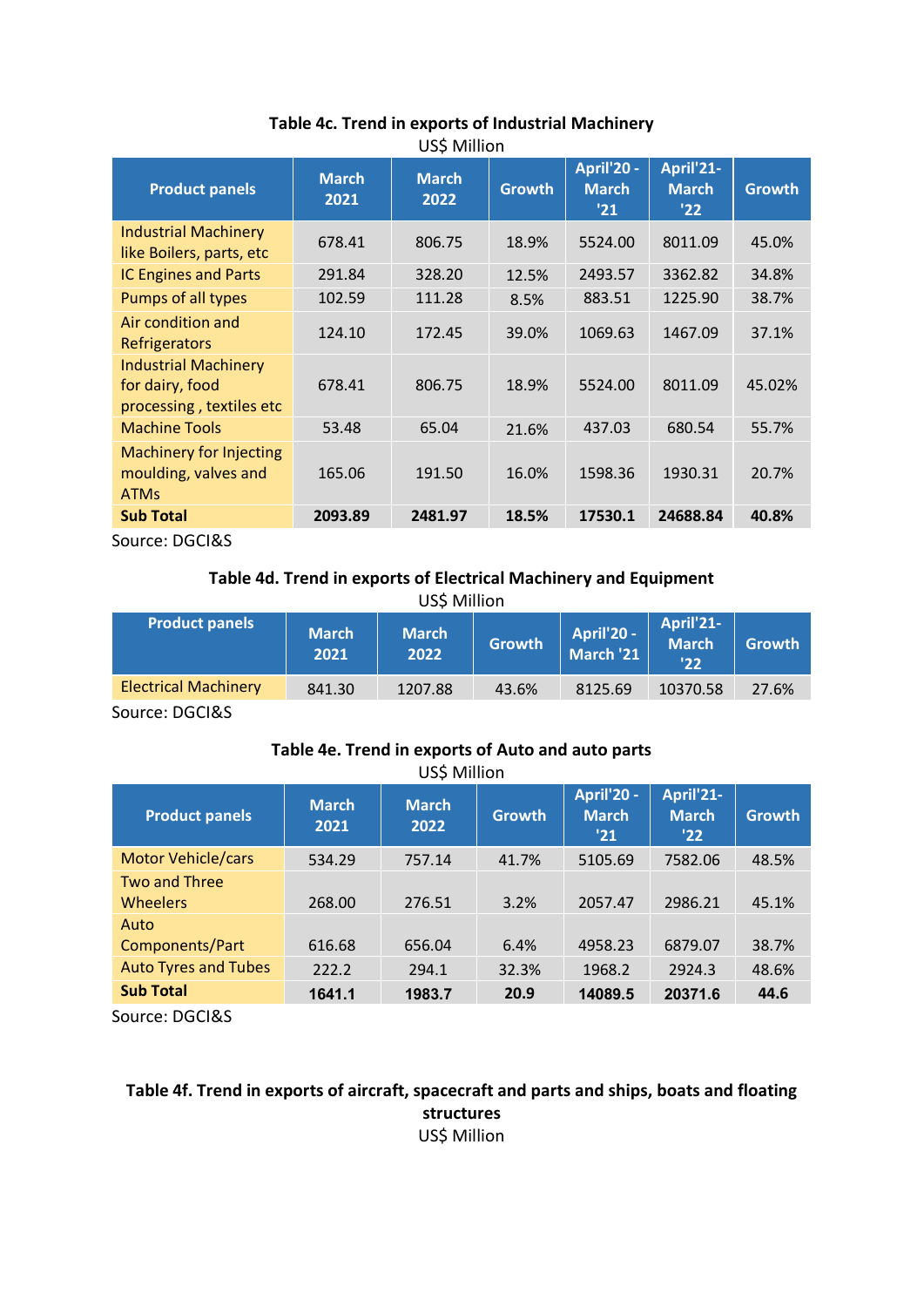**Table 4c. Trend in exports of Industrial Machinery**

US$ Million

| Product panels | March 2021 | March 2022 | Growth | April'20 - March '21 | April'21- March '22 | Growth |
|---|---|---|---|---|---|---|
| Industrial Machinery like Boilers, parts, etc | 678.41 | 806.75 | 18.9% | 5524.00 | 8011.09 | 45.0% |
| IC Engines and Parts | 291.84 | 328.20 | 12.5% | 2493.57 | 3362.82 | 34.8% |
| Pumps of all types | 102.59 | 111.28 | 8.5% | 883.51 | 1225.90 | 38.7% |
| Air condition and Refrigerators | 124.10 | 172.45 | 39.0% | 1069.63 | 1467.09 | 37.1% |
| Industrial Machinery for dairy, food processing , textiles etc | 678.41 | 806.75 | 18.9% | 5524.00 | 8011.09 | 45.02% |
| Machine Tools | 53.48 | 65.04 | 21.6% | 437.03 | 680.54 | 55.7% |
| Machinery for Injecting moulding, valves and ATMs | 165.06 | 191.50 | 16.0% | 1598.36 | 1930.31 | 20.7% |
| **Sub Total** | **2093.89** | **2481.97** | **18.5%** | **17530.1** | **24688.84** | **40.8%** |

Source: DGCI&S

**Table 4d. Trend in exports of Electrical Machinery and Equipment**

US$ Million

| Product panels | March 2021 | March 2022 | Growth | April'20 - March '21 | April'21- March '22 | Growth |
|---|---|---|---|---|---|---|
| Electrical Machinery | 841.30 | 1207.88 | 43.6% | 8125.69 | 10370.58 | 27.6% |

Source: DGCI&S

**Table 4e. Trend in exports of Auto and auto parts**

US$ Million

| Product panels | March 2021 | March 2022 | Growth | April'20 - March '21 | April'21- March '22 | Growth |
|---|---|---|---|---|---|---|
| Motor Vehicle/cars | 534.29 | 757.14 | 41.7% | 5105.69 | 7582.06 | 48.5% |
| Two and Three Wheelers | 268.00 | 276.51 | 3.2% | 2057.47 | 2986.21 | 45.1% |
| Auto Components/Part | 616.68 | 656.04 | 6.4% | 4958.23 | 6879.07 | 38.7% |
| Auto Tyres and Tubes | 222.2 | 294.1 | 32.3% | 1968.2 | 2924.3 | 48.6% |
| **Sub Total** | **1641.1** | **1983.7** | **20.9** | **14089.5** | **20371.6** | **44.6** |

Source: DGCI&S

**Table 4f. Trend in exports of aircraft, spacecraft and parts and ships, boats and floating structures**

US$ Million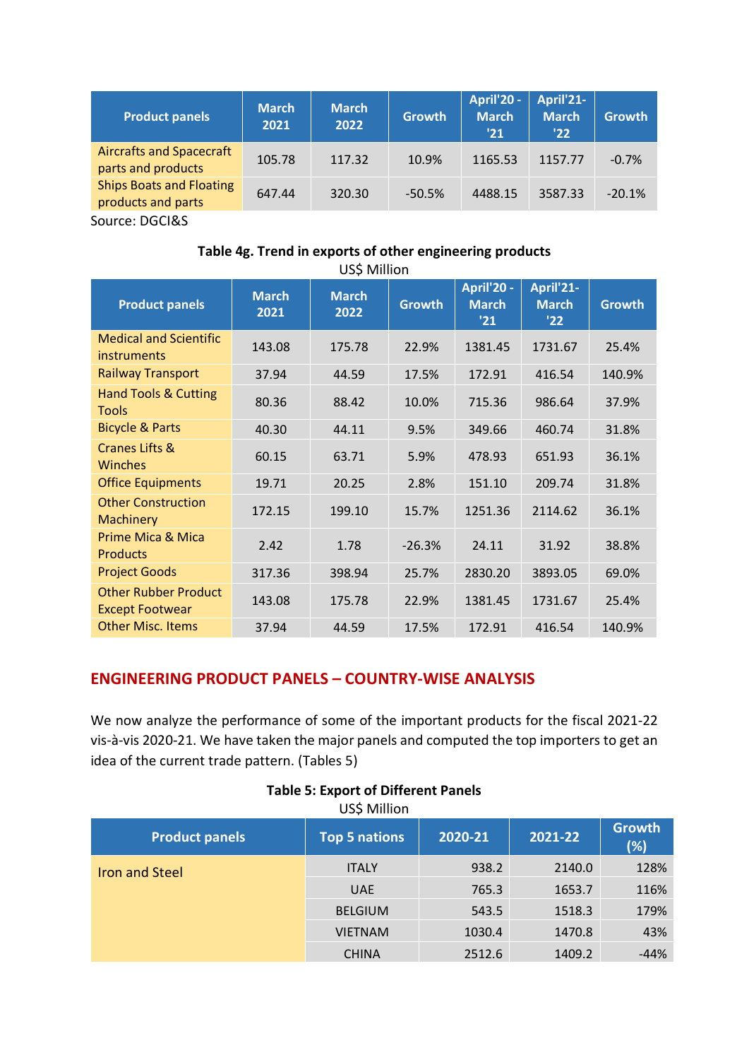| Product panels | March 2021 | March 2022 | Growth | April'20 - March '21 | April'21- March '22 | Growth |
|---|---|---|---|---|---|---|
| Aircrafts and Spacecraft parts and products | 105.78 | 117.32 | 10.9% | 1165.53 | 1157.77 | -0.7% |
| Ships Boats and Floating products and parts | 647.44 | 320.30 | -50.5% | 4488.15 | 3587.33 | -20.1% |

Source: DGCI&S

**Table 4g. Trend in exports of other engineering products**

US$ Million

| Product panels | March 2021 | March 2022 | Growth | April'20 - March '21 | April'21- March '22 | Growth |
|---|---|---|---|---|---|---|
| Medical and Scientific instruments | 143.08 | 175.78 | 22.9% | 1381.45 | 1731.67 | 25.4% |
| Railway Transport | 37.94 | 44.59 | 17.5% | 172.91 | 416.54 | 140.9% |
| Hand Tools & Cutting Tools | 80.36 | 88.42 | 10.0% | 715.36 | 986.64 | 37.9% |
| Bicycle & Parts | 40.30 | 44.11 | 9.5% | 349.66 | 460.74 | 31.8% |
| Cranes Lifts & Winches | 60.15 | 63.71 | 5.9% | 478.93 | 651.93 | 36.1% |
| Office Equipments | 19.71 | 20.25 | 2.8% | 151.10 | 209.74 | 31.8% |
| Other Construction Machinery | 172.15 | 199.10 | 15.7% | 1251.36 | 2114.62 | 36.1% |
| Prime Mica & Mica Products | 2.42 | 1.78 | -26.3% | 24.11 | 31.92 | 38.8% |
| Project Goods | 317.36 | 398.94 | 25.7% | 2830.20 | 3893.05 | 69.0% |
| Other Rubber Product Except Footwear | 143.08 | 175.78 | 22.9% | 1381.45 | 1731.67 | 25.4% |
| Other Misc. Items | 37.94 | 44.59 | 17.5% | 172.91 | 416.54 | 140.9% |

## ENGINEERING PRODUCT PANELS – COUNTRY-WISE ANALYSIS

We now analyze the performance of some of the important products for the fiscal 2021-22 vis-à-vis 2020-21. We have taken the major panels and computed the top importers to get an idea of the current trade pattern. (Tables 5)

**Table 5: Export of Different Panels**

US$ Million

| Product panels | Top 5 nations | 2020-21 | 2021-22 | Growth (%) |
|---|---|---|---|---|
| Iron and Steel | ITALY | 938.2 | 2140.0 | 128% |
| | UAE | 765.3 | 1653.7 | 116% |
| | BELGIUM | 543.5 | 1518.3 | 179% |
| | VIETNAM | 1030.4 | 1470.8 | 43% |
| | CHINA | 2512.6 | 1409.2 | -44% |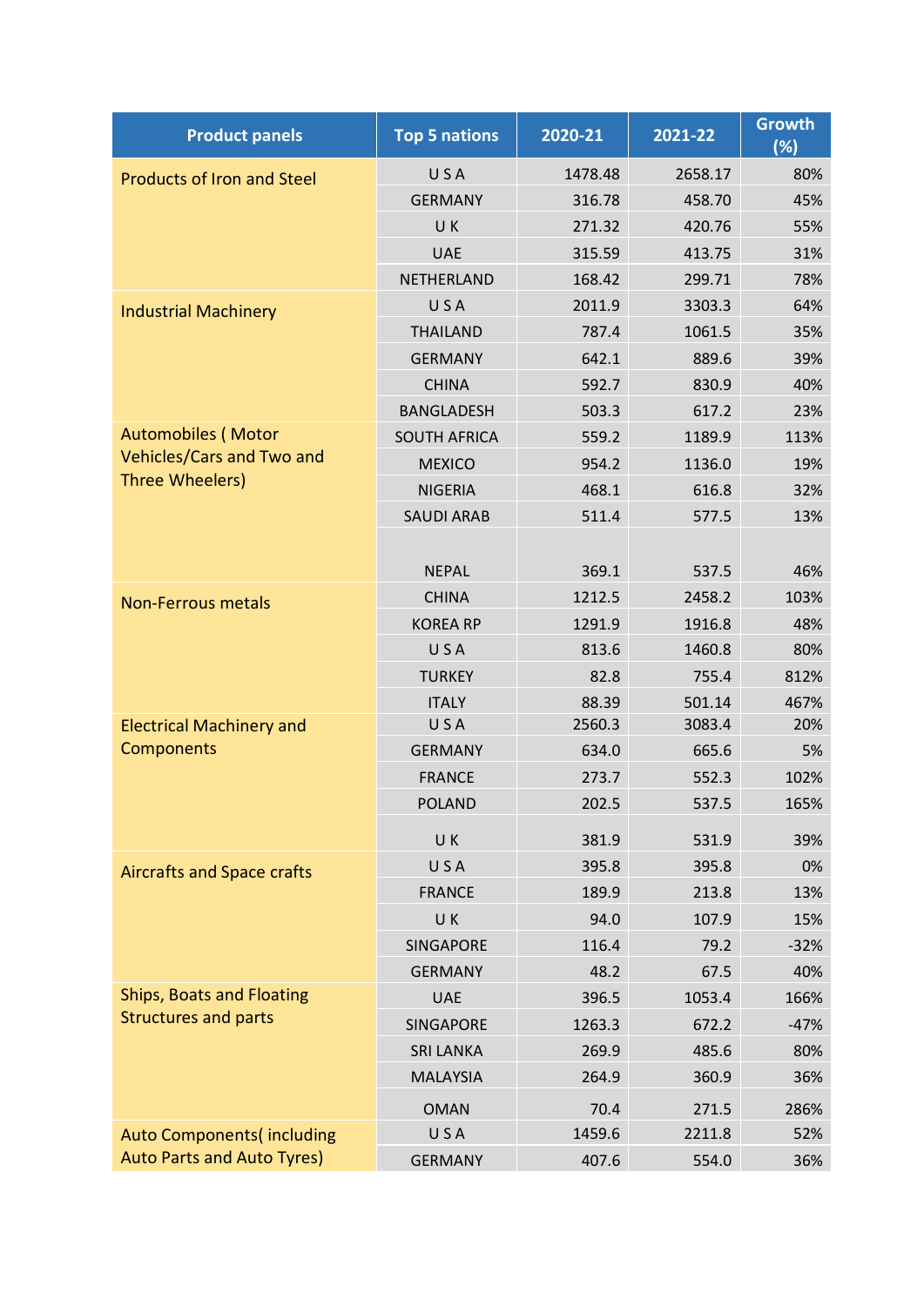| Product panels | Top 5 nations | 2020-21 | 2021-22 | Growth (%) |
|---|---|---|---|---|
| Products of Iron and Steel | U S A | 1478.48 | 2658.17 | 80% |
| | GERMANY | 316.78 | 458.70 | 45% |
| | U K | 271.32 | 420.76 | 55% |
| | UAE | 315.59 | 413.75 | 31% |
| | NETHERLAND | 168.42 | 299.71 | 78% |
| Industrial Machinery | U S A | 2011.9 | 3303.3 | 64% |
| | THAILAND | 787.4 | 1061.5 | 35% |
| | GERMANY | 642.1 | 889.6 | 39% |
| | CHINA | 592.7 | 830.9 | 40% |
| | BANGLADESH | 503.3 | 617.2 | 23% |
| Automobiles ( Motor Vehicles/Cars and Two and Three Wheelers) | SOUTH AFRICA | 559.2 | 1189.9 | 113% |
| | MEXICO | 954.2 | 1136.0 | 19% |
| | NIGERIA | 468.1 | 616.8 | 32% |
| | SAUDI ARAB | 511.4 | 577.5 | 13% |
| | NEPAL | 369.1 | 537.5 | 46% |
| Non-Ferrous metals | CHINA | 1212.5 | 2458.2 | 103% |
| | KOREA RP | 1291.9 | 1916.8 | 48% |
| | U S A | 813.6 | 1460.8 | 80% |
| | TURKEY | 82.8 | 755.4 | 812% |
| | ITALY | 88.39 | 501.14 | 467% |
| Electrical Machinery and Components | U S A | 2560.3 | 3083.4 | 20% |
| | GERMANY | 634.0 | 665.6 | 5% |
| | FRANCE | 273.7 | 552.3 | 102% |
| | POLAND | 202.5 | 537.5 | 165% |
| | U K | 381.9 | 531.9 | 39% |
| Aircrafts and Space crafts | U S A | 395.8 | 395.8 | 0% |
| | FRANCE | 189.9 | 213.8 | 13% |
| | U K | 94.0 | 107.9 | 15% |
| | SINGAPORE | 116.4 | 79.2 | -32% |
| | GERMANY | 48.2 | 67.5 | 40% |
| Ships, Boats and Floating Structures and parts | UAE | 396.5 | 1053.4 | 166% |
| | SINGAPORE | 1263.3 | 672.2 | -47% |
| | SRI LANKA | 269.9 | 485.6 | 80% |
| | MALAYSIA | 264.9 | 360.9 | 36% |
| | OMAN | 70.4 | 271.5 | 286% |
| Auto Components( including Auto Parts and Auto Tyres) | U S A | 1459.6 | 2211.8 | 52% |
| | GERMANY | 407.6 | 554.0 | 36% |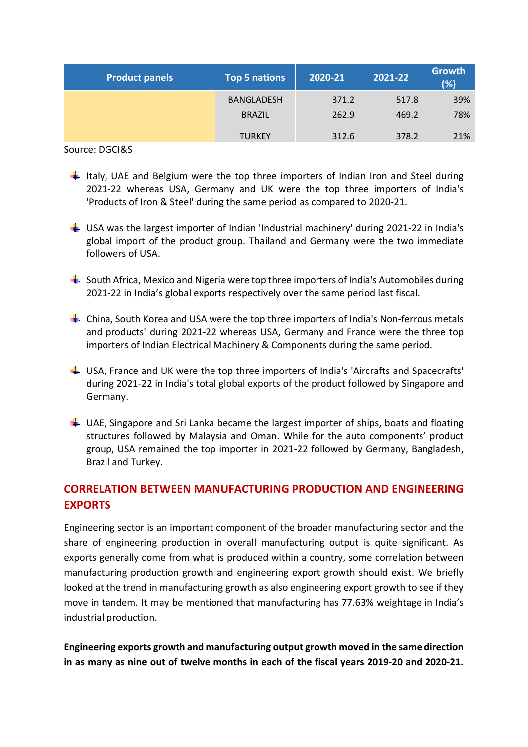| Product panels | Top 5 nations | 2020-21 | 2021-22 | Growth (%) |
|---|---|---|---|---|
| | BANGLADESH | 371.2 | 517.8 | 39% |
| | BRAZIL | 262.9 | 469.2 | 78% |
| | TURKEY | 312.6 | 378.2 | 21% |

Source: DGCI&S

- Italy, UAE and Belgium were the top three importers of Indian Iron and Steel during 2021-22 whereas USA, Germany and UK were the top three importers of India's 'Products of Iron & Steel' during the same period as compared to 2020-21.

- USA was the largest importer of Indian 'Industrial machinery' during 2021-22 in India's global import of the product group. Thailand and Germany were the two immediate followers of USA.

- South Africa, Mexico and Nigeria were top three importers of India's Automobiles during 2021-22 in India's global exports respectively over the same period last fiscal.

- China, South Korea and USA were the top three importers of India's Non-ferrous metals and products' during 2021-22 whereas USA, Germany and France were the three top importers of Indian Electrical Machinery & Components during the same period.

- USA, France and UK were the top three importers of India's 'Aircrafts and Spacecrafts' during 2021-22 in India's total global exports of the product followed by Singapore and Germany.

- UAE, Singapore and Sri Lanka became the largest importer of ships, boats and floating structures followed by Malaysia and Oman. While for the auto components' product group, USA remained the top importer in 2021-22 followed by Germany, Bangladesh, Brazil and Turkey.

## CORRELATION BETWEEN MANUFACTURING PRODUCTION AND ENGINEERING EXPORTS

Engineering sector is an important component of the broader manufacturing sector and the share of engineering production in overall manufacturing output is quite significant. As exports generally come from what is produced within a country, some correlation between manufacturing production growth and engineering export growth should exist. We briefly looked at the trend in manufacturing growth as also engineering export growth to see if they move in tandem. It may be mentioned that manufacturing has 77.63% weightage in India's industrial production.

**Engineering exports growth and manufacturing output growth moved in the same direction in as many as nine out of twelve months in each of the fiscal years 2019-20 and 2020-21.**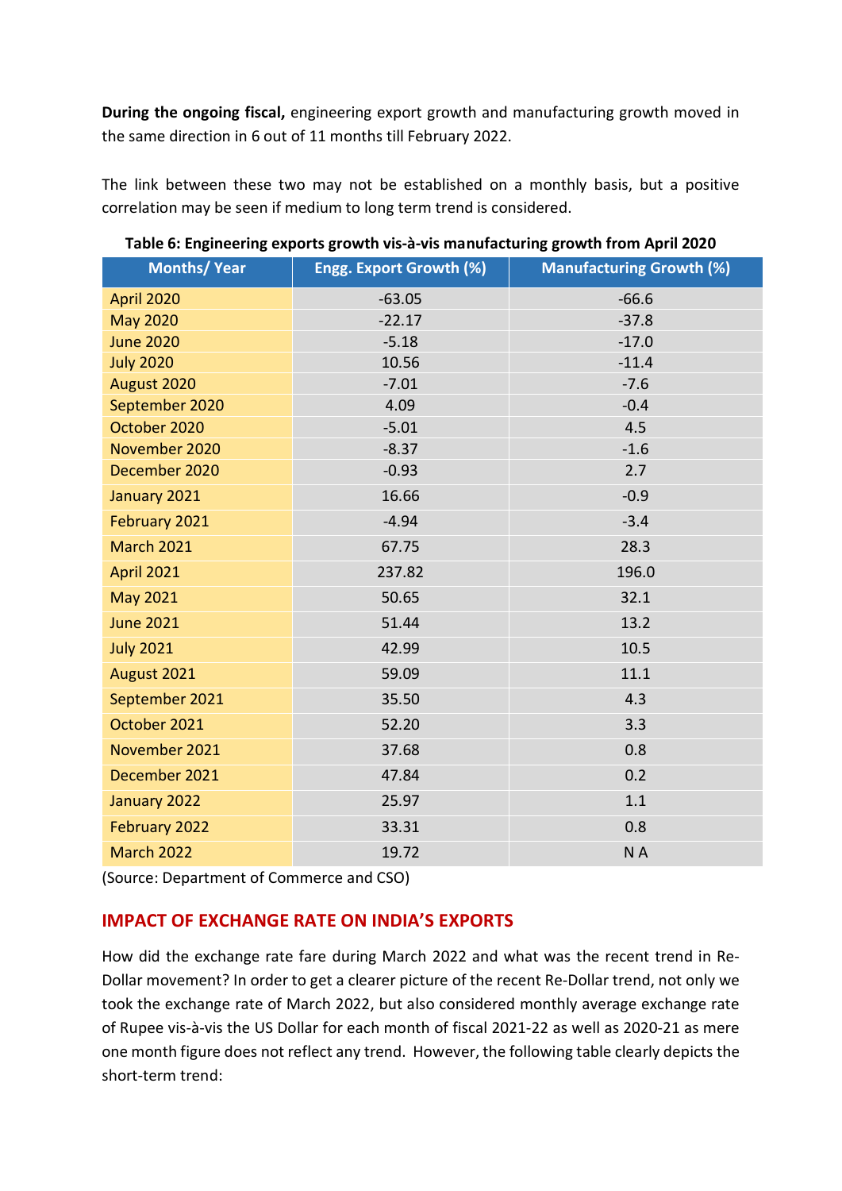**During the ongoing fiscal,** engineering export growth and manufacturing growth moved in the same direction in 6 out of 11 months till February 2022.

The link between these two may not be established on a monthly basis, but a positive correlation may be seen if medium to long term trend is considered.

**Table 6: Engineering exports growth vis-à-vis manufacturing growth from April 2020**

| Months/ Year | Engg. Export Growth (%) | Manufacturing Growth (%) |
|---|---|---|
| April 2020 | -63.05 | -66.6 |
| May 2020 | -22.17 | -37.8 |
| June 2020 | -5.18 | -17.0 |
| July 2020 | 10.56 | -11.4 |
| August 2020 | -7.01 | -7.6 |
| September 2020 | 4.09 | -0.4 |
| October 2020 | -5.01 | 4.5 |
| November 2020 | -8.37 | -1.6 |
| December 2020 | -0.93 | 2.7 |
| January 2021 | 16.66 | -0.9 |
| February 2021 | -4.94 | -3.4 |
| March 2021 | 67.75 | 28.3 |
| April 2021 | 237.82 | 196.0 |
| May 2021 | 50.65 | 32.1 |
| June 2021 | 51.44 | 13.2 |
| July 2021 | 42.99 | 10.5 |
| August 2021 | 59.09 | 11.1 |
| September 2021 | 35.50 | 4.3 |
| October 2021 | 52.20 | 3.3 |
| November 2021 | 37.68 | 0.8 |
| December 2021 | 47.84 | 0.2 |
| January 2022 | 25.97 | 1.1 |
| February 2022 | 33.31 | 0.8 |
| March 2022 | 19.72 | N A |

(Source: Department of Commerce and CSO)

## IMPACT OF EXCHANGE RATE ON INDIA'S EXPORTS

How did the exchange rate fare during March 2022 and what was the recent trend in Re-Dollar movement? In order to get a clearer picture of the recent Re-Dollar trend, not only we took the exchange rate of March 2022, but also considered monthly average exchange rate of Rupee vis-à-vis the US Dollar for each month of fiscal 2021-22 as well as 2020-21 as mere one month figure does not reflect any trend. However, the following table clearly depicts the short-term trend: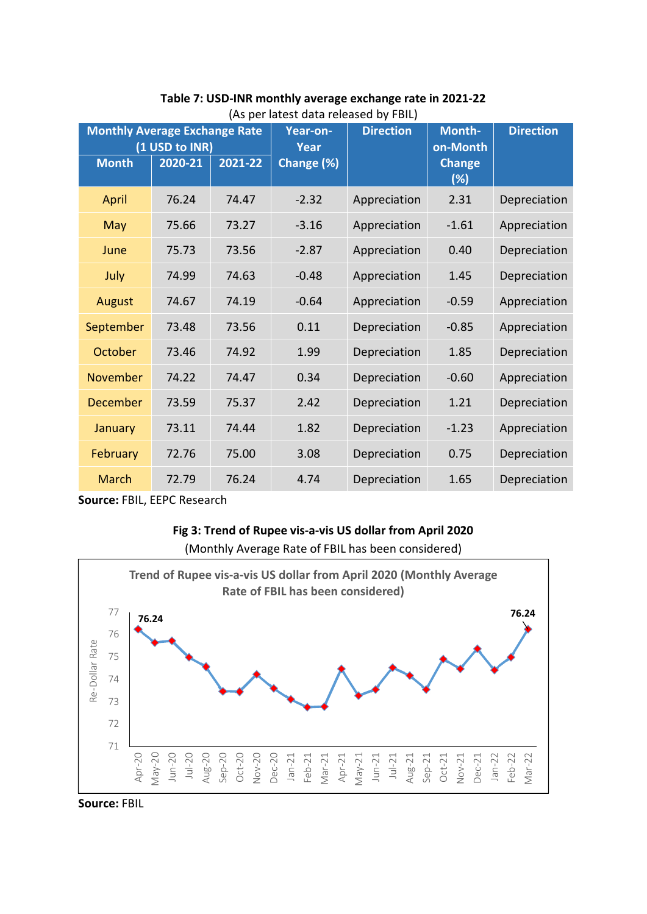**Table 7: USD-INR monthly average exchange rate in 2021-22**

(As per latest data released by FBIL)

| Monthly Average Exchange Rate (1 USD to INR) | | | Year-on-Year Change (%) | Direction | Month-on-Month Change (%) | Direction |
|---|---|---|---|---|---|---|
| Month | 2020-21 | 2021-22 | | | | |
| April | 76.24 | 74.47 | -2.32 | Appreciation | 2.31 | Depreciation |
| May | 75.66 | 73.27 | -3.16 | Appreciation | -1.61 | Appreciation |
| June | 75.73 | 73.56 | -2.87 | Appreciation | 0.40 | Depreciation |
| July | 74.99 | 74.63 | -0.48 | Appreciation | 1.45 | Depreciation |
| August | 74.67 | 74.19 | -0.64 | Appreciation | -0.59 | Appreciation |
| September | 73.48 | 73.56 | 0.11 | Depreciation | -0.85 | Appreciation |
| October | 73.46 | 74.92 | 1.99 | Depreciation | 1.85 | Depreciation |
| November | 74.22 | 74.47 | 0.34 | Depreciation | -0.60 | Appreciation |
| December | 73.59 | 75.37 | 2.42 | Depreciation | 1.21 | Depreciation |
| January | 73.11 | 74.44 | 1.82 | Depreciation | -1.23 | Appreciation |
| February | 72.76 | 75.00 | 3.08 | Depreciation | 0.75 | Depreciation |
| March | 72.79 | 76.24 | 4.74 | Depreciation | 1.65 | Depreciation |

**Source:** FBIL, EEPC Research

**Fig 3: Trend of Rupee vis-a-vis US dollar from April 2020**

(Monthly Average Rate of FBIL has been considered)

**Source:** FBIL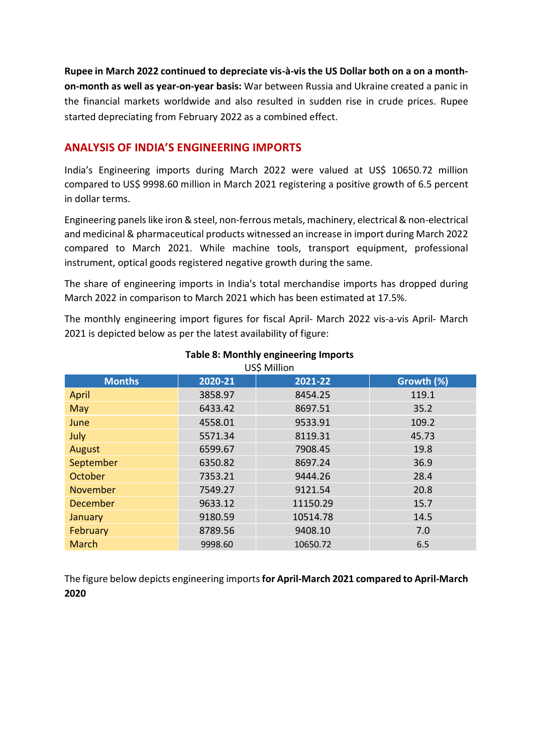**Rupee in March 2022 continued to depreciate vis-à-vis the US Dollar both on a on a month-on-month as well as year-on-year basis:** War between Russia and Ukraine created a panic in the financial markets worldwide and also resulted in sudden rise in crude prices. Rupee started depreciating from February 2022 as a combined effect.

## ANALYSIS OF INDIA'S ENGINEERING IMPORTS

India's Engineering imports during March 2022 were valued at US$ 10650.72 million compared to US$ 9998.60 million in March 2021 registering a positive growth of 6.5 percent in dollar terms.

Engineering panels like iron & steel, non-ferrous metals, machinery, electrical & non-electrical and medicinal & pharmaceutical products witnessed an increase in import during March 2022 compared to March 2021. While machine tools, transport equipment, professional instrument, optical goods registered negative growth during the same.

The share of engineering imports in India's total merchandise imports has dropped during March 2022 in comparison to March 2021 which has been estimated at 17.5%.

The monthly engineering import figures for fiscal April- March 2022 vis-a-vis April- March 2021 is depicted below as per the latest availability of figure:

**Table 8: Monthly engineering Imports**

US$ Million

| Months | 2020-21 | 2021-22 | Growth (%) |
|---|---|---|---|
| April | 3858.97 | 8454.25 | 119.1 |
| May | 6433.42 | 8697.51 | 35.2 |
| June | 4558.01 | 9533.91 | 109.2 |
| July | 5571.34 | 8119.31 | 45.73 |
| August | 6599.67 | 7908.45 | 19.8 |
| September | 6350.82 | 8697.24 | 36.9 |
| October | 7353.21 | 9444.26 | 28.4 |
| November | 7549.27 | 9121.54 | 20.8 |
| December | 9633.12 | 11150.29 | 15.7 |
| January | 9180.59 | 10514.78 | 14.5 |
| February | 8789.56 | 9408.10 | 7.0 |
| March | 9998.60 | 10650.72 | 6.5 |

The figure below depicts engineering imports **for April-March 2021 compared to April-March 2020**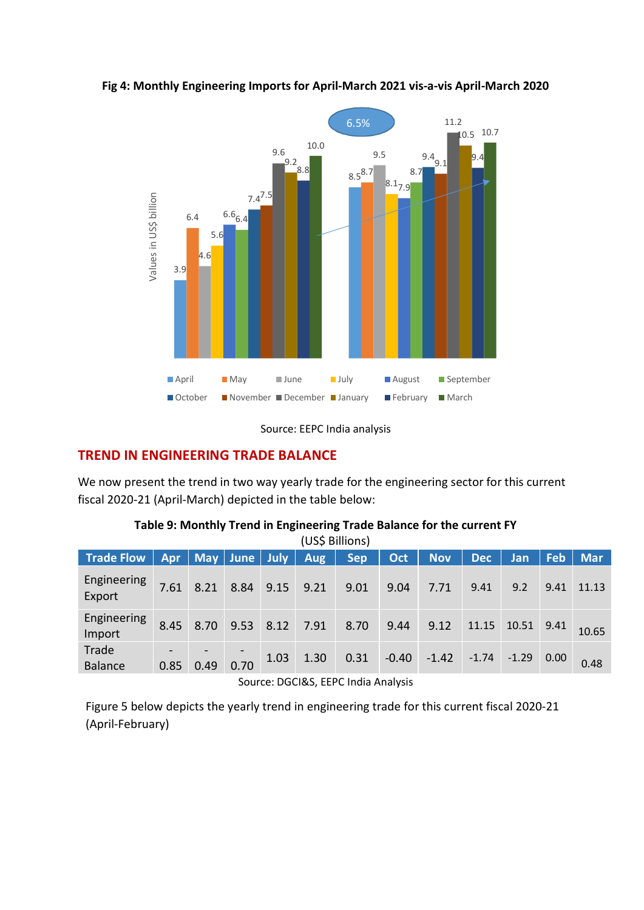**Fig 4: Monthly Engineering Imports for April-March 2021 vis-a-vis April-March 2020**

Source: EEPC India analysis

## TREND IN ENGINEERING TRADE BALANCE

We now present the trend in two way yearly trade for the engineering sector for this current fiscal 2020-21 (April-March) depicted in the table below:

**Table 9: Monthly Trend in Engineering Trade Balance for the current FY**

(US$ Billions)

| Trade Flow | Apr | May | June | July | Aug | Sep | Oct | Nov | Dec | Jan | Feb | Mar |
|---|---|---|---|---|---|---|---|---|---|---|---|---|
| Engineering Export | 7.61 | 8.21 | 8.84 | 9.15 | 9.21 | 9.01 | 9.04 | 7.71 | 9.41 | 9.2 | 9.41 | 11.13 |
| Engineering Import | 8.45 | 8.70 | 9.53 | 8.12 | 7.91 | 8.70 | 9.44 | 9.12 | 11.15 | 10.51 | 9.41 | 10.65 |
| Trade Balance | -0.85 | -0.49 | -0.70 | 1.03 | 1.30 | 0.31 | -0.40 | -1.42 | -1.74 | -1.29 | 0.00 | 0.48 |

Source: DGCI&S, EEPC India Analysis

Figure 5 below depicts the yearly trend in engineering trade for this current fiscal 2020-21 (April-February)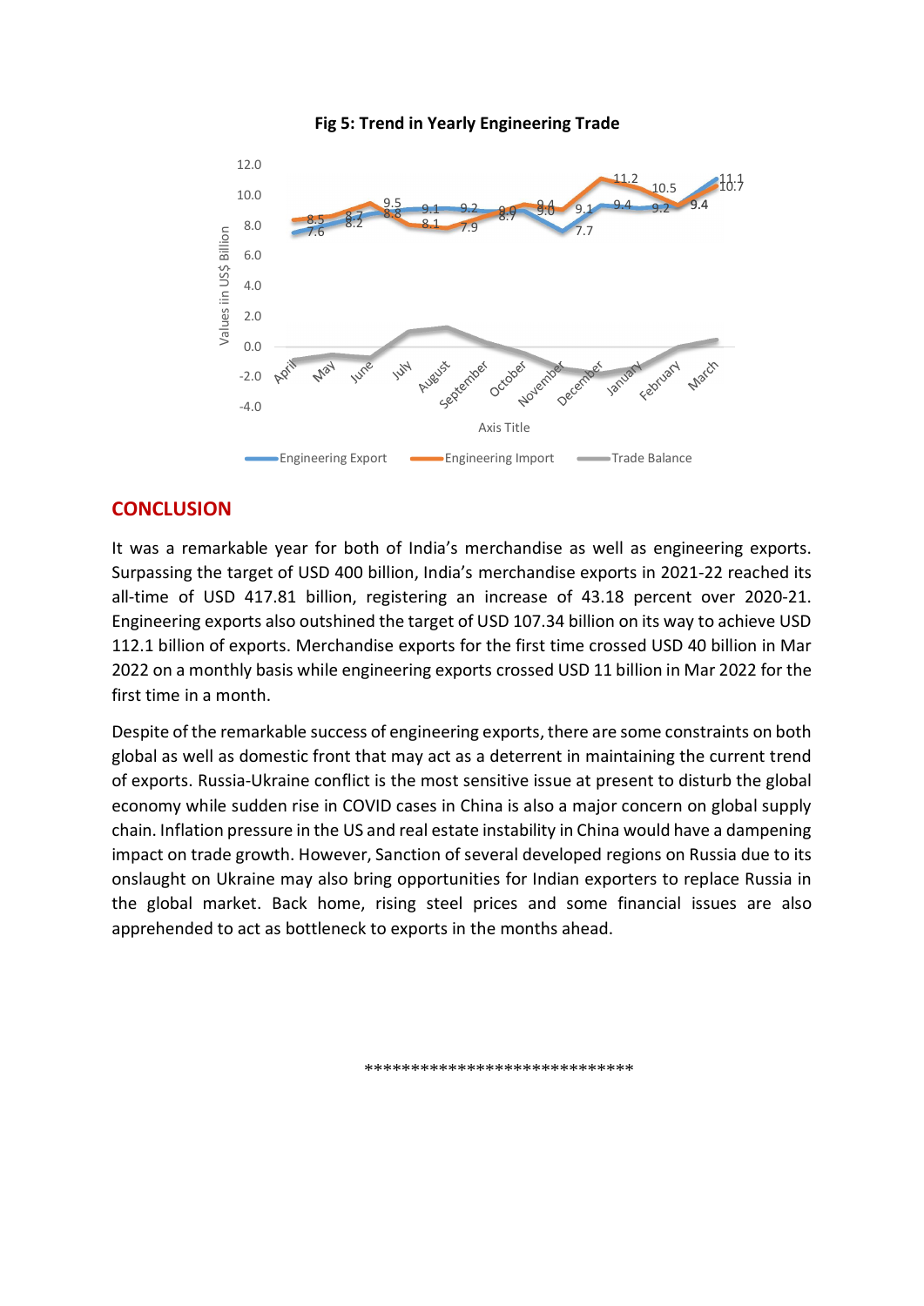**Fig 5: Trend in Yearly Engineering Trade**

12.0
10.0
8.0
6.0
4.0
2.0
0.0
-2.0
-4.0

Values in US$ Billion

April May June July August September October November December January February March

Axis Title

8.5 7.6 8.7 8.2 9.5 8.8 9.1 8.1 9.2 7.9 8.9 8.7 9.4 9.0 9.1 7.7 11.2 9.4 10.5 9.2 9.4 11.1 10.7

Engineering Export  Engineering Import  Trade Balance

## CONCLUSION

It was a remarkable year for both of India's merchandise as well as engineering exports. Surpassing the target of USD 400 billion, India's merchandise exports in 2021-22 reached its all-time of USD 417.81 billion, registering an increase of 43.18 percent over 2020-21. Engineering exports also outshined the target of USD 107.34 billion on its way to achieve USD 112.1 billion of exports. Merchandise exports for the first time crossed USD 40 billion in Mar 2022 on a monthly basis while engineering exports crossed USD 11 billion in Mar 2022 for the first time in a month.

Despite of the remarkable success of engineering exports, there are some constraints on both global as well as domestic front that may act as a deterrent in maintaining the current trend of exports. Russia-Ukraine conflict is the most sensitive issue at present to disturb the global economy while sudden rise in COVID cases in China is also a major concern on global supply chain. Inflation pressure in the US and real estate instability in China would have a dampening impact on trade growth. However, Sanction of several developed regions on Russia due to its onslaught on Ukraine may also bring opportunities for Indian exporters to replace Russia in the global market. Back home, rising steel prices and some financial issues are also apprehended to act as bottleneck to exports in the months ahead.

*****************************